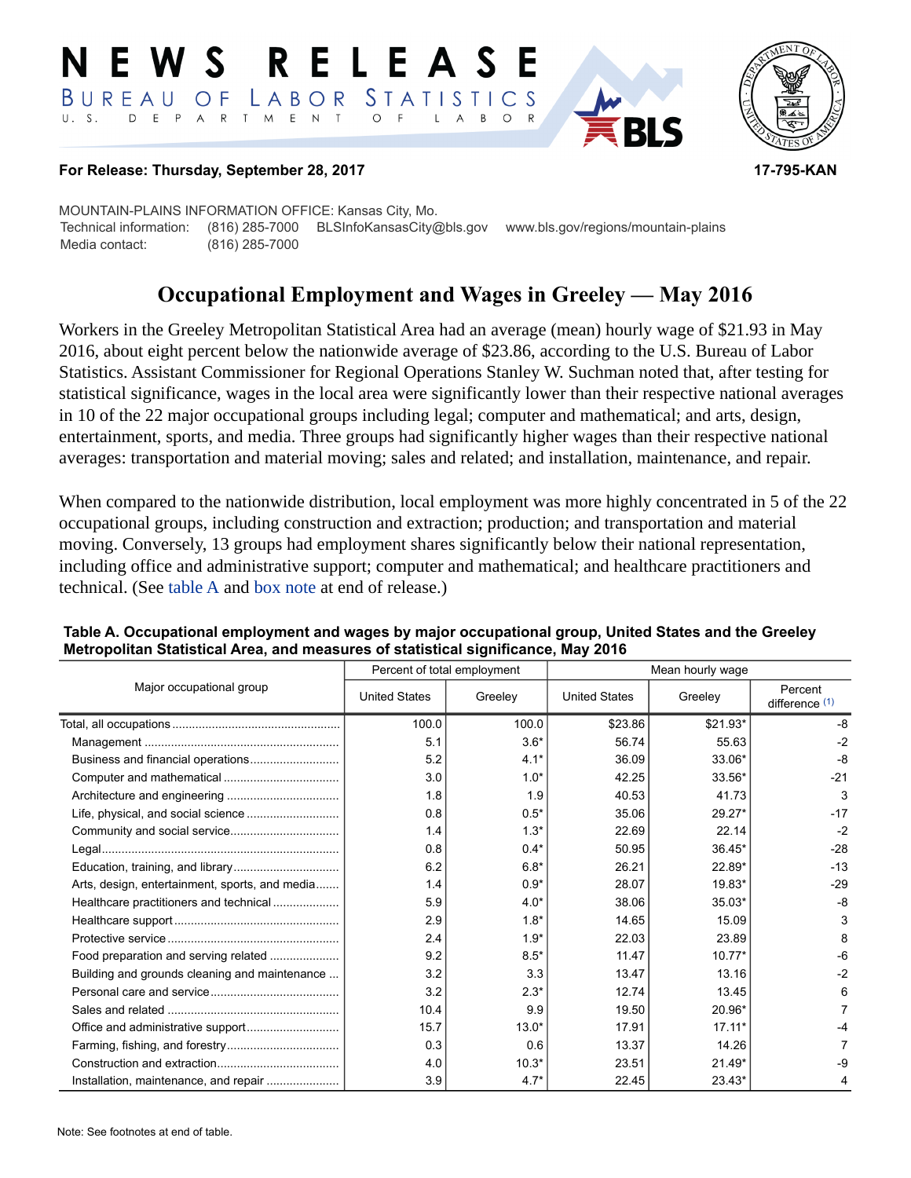# NEWS RELEASE

BUREAU OF LABOR STATISTICS
U. S. DEPARTMENT OF LABOR

**For Release: Thursday, September 28, 2017** **17-795-KAN**

MOUNTAIN-PLAINS INFORMATION OFFICE: Kansas City, Mo.
Technical information: (816) 285-7000 BLSInfoKansasCity@bls.gov www.bls.gov/regions/mountain-plains
Media contact: (816) 285-7000

## Occupational Employment and Wages in Greeley — May 2016

Workers in the Greeley Metropolitan Statistical Area had an average (mean) hourly wage of $21.93 in May 2016, about eight percent below the nationwide average of $23.86, according to the U.S. Bureau of Labor Statistics. Assistant Commissioner for Regional Operations Stanley W. Suchman noted that, after testing for statistical significance, wages in the local area were significantly lower than their respective national averages in 10 of the 22 major occupational groups including legal; computer and mathematical; and arts, design, entertainment, sports, and media. Three groups had significantly higher wages than their respective national averages: transportation and material moving; sales and related; and installation, maintenance, and repair.

When compared to the nationwide distribution, local employment was more highly concentrated in 5 of the 22 occupational groups, including construction and extraction; production; and transportation and material moving. Conversely, 13 groups had employment shares significantly below their national representation, including office and administrative support; computer and mathematical; and healthcare practitioners and technical. (See table A and box note at end of release.)

**Table A. Occupational employment and wages by major occupational group, United States and the Greeley Metropolitan Statistical Area, and measures of statistical significance, May 2016**

| Major occupational group | Percent of total employment | | Mean hourly wage | | |
|---|---|---|---|---|---|
| | United States | Greeley | United States | Greeley | Percent difference (1) |
| Total, all occupations | 100.0 | 100.0 | $23.86 | $21.93* | -8 |
| Management | 5.1 | 3.6* | 56.74 | 55.63 | -2 |
| Business and financial operations | 5.2 | 4.1* | 36.09 | 33.06* | -8 |
| Computer and mathematical | 3.0 | 1.0* | 42.25 | 33.56* | -21 |
| Architecture and engineering | 1.8 | 1.9 | 40.53 | 41.73 | 3 |
| Life, physical, and social science | 0.8 | 0.5* | 35.06 | 29.27* | -17 |
| Community and social service | 1.4 | 1.3* | 22.69 | 22.14 | -2 |
| Legal | 0.8 | 0.4* | 50.95 | 36.45* | -28 |
| Education, training, and library | 6.2 | 6.8* | 26.21 | 22.89* | -13 |
| Arts, design, entertainment, sports, and media | 1.4 | 0.9* | 28.07 | 19.83* | -29 |
| Healthcare practitioners and technical | 5.9 | 4.0* | 38.06 | 35.03* | -8 |
| Healthcare support | 2.9 | 1.8* | 14.65 | 15.09 | 3 |
| Protective service | 2.4 | 1.9* | 22.03 | 23.89 | 8 |
| Food preparation and serving related | 9.2 | 8.5* | 11.47 | 10.77* | -6 |
| Building and grounds cleaning and maintenance | 3.2 | 3.3 | 13.47 | 13.16 | -2 |
| Personal care and service | 3.2 | 2.3* | 12.74 | 13.45 | 6 |
| Sales and related | 10.4 | 9.9 | 19.50 | 20.96* | 7 |
| Office and administrative support | 15.7 | 13.0* | 17.91 | 17.11* | -4 |
| Farming, fishing, and forestry | 0.3 | 0.6 | 13.37 | 14.26 | 7 |
| Construction and extraction | 4.0 | 10.3* | 23.51 | 21.49* | -9 |
| Installation, maintenance, and repair | 3.9 | 4.7* | 22.45 | 23.43* | 4 |

Note: See footnotes at end of table.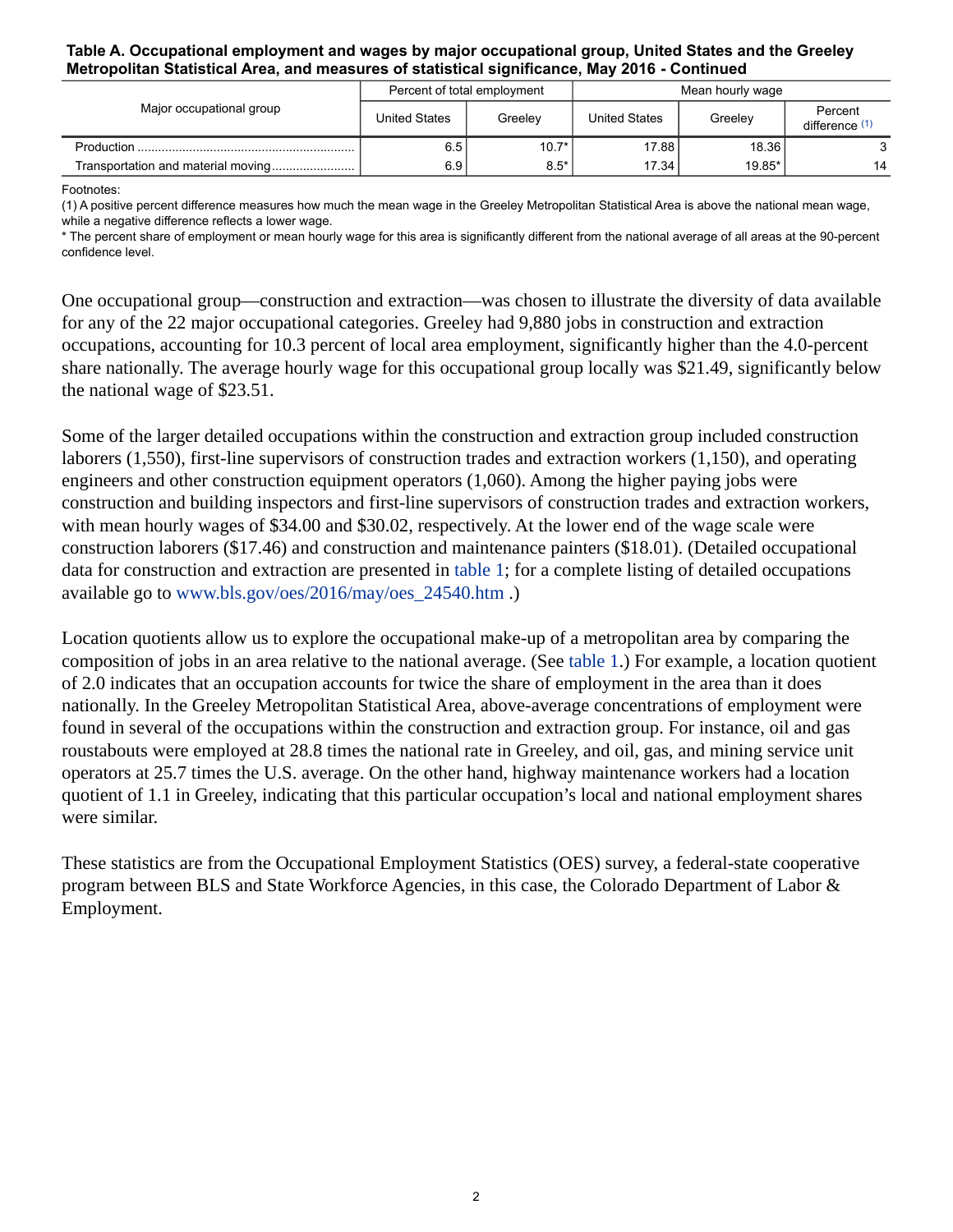**Table A. Occupational employment and wages by major occupational group, United States and the Greeley Metropolitan Statistical Area, and measures of statistical significance, May 2016 - Continued**

| Major occupational group | Percent of total employment | | Mean hourly wage | | |
|---|---|---|---|---|---|
| | United States | Greeley | United States | Greeley | Percent difference (1) |
| Production | 6.5 | 10.7* | 17.88 | 18.36 | 3 |
| Transportation and material moving | 6.9 | 8.5* | 17.34 | 19.85* | 14 |

Footnotes:
(1) A positive percent difference measures how much the mean wage in the Greeley Metropolitan Statistical Area is above the national mean wage, while a negative difference reflects a lower wage.
* The percent share of employment or mean hourly wage for this area is significantly different from the national average of all areas at the 90-percent confidence level.

One occupational group—construction and extraction—was chosen to illustrate the diversity of data available for any of the 22 major occupational categories. Greeley had 9,880 jobs in construction and extraction occupations, accounting for 10.3 percent of local area employment, significantly higher than the 4.0-percent share nationally. The average hourly wage for this occupational group locally was $21.49, significantly below the national wage of $23.51.

Some of the larger detailed occupations within the construction and extraction group included construction laborers (1,550), first-line supervisors of construction trades and extraction workers (1,150), and operating engineers and other construction equipment operators (1,060). Among the higher paying jobs were construction and building inspectors and first-line supervisors of construction trades and extraction workers, with mean hourly wages of $34.00 and $30.02, respectively. At the lower end of the wage scale were construction laborers ($17.46) and construction and maintenance painters ($18.01). (Detailed occupational data for construction and extraction are presented in table 1; for a complete listing of detailed occupations available go to www.bls.gov/oes/2016/may/oes_24540.htm .)

Location quotients allow us to explore the occupational make-up of a metropolitan area by comparing the composition of jobs in an area relative to the national average. (See table 1.) For example, a location quotient of 2.0 indicates that an occupation accounts for twice the share of employment in the area than it does nationally. In the Greeley Metropolitan Statistical Area, above-average concentrations of employment were found in several of the occupations within the construction and extraction group. For instance, oil and gas roustabouts were employed at 28.8 times the national rate in Greeley, and oil, gas, and mining service unit operators at 25.7 times the U.S. average. On the other hand, highway maintenance workers had a location quotient of 1.1 in Greeley, indicating that this particular occupation's local and national employment shares were similar.

These statistics are from the Occupational Employment Statistics (OES) survey, a federal-state cooperative program between BLS and State Workforce Agencies, in this case, the Colorado Department of Labor & Employment.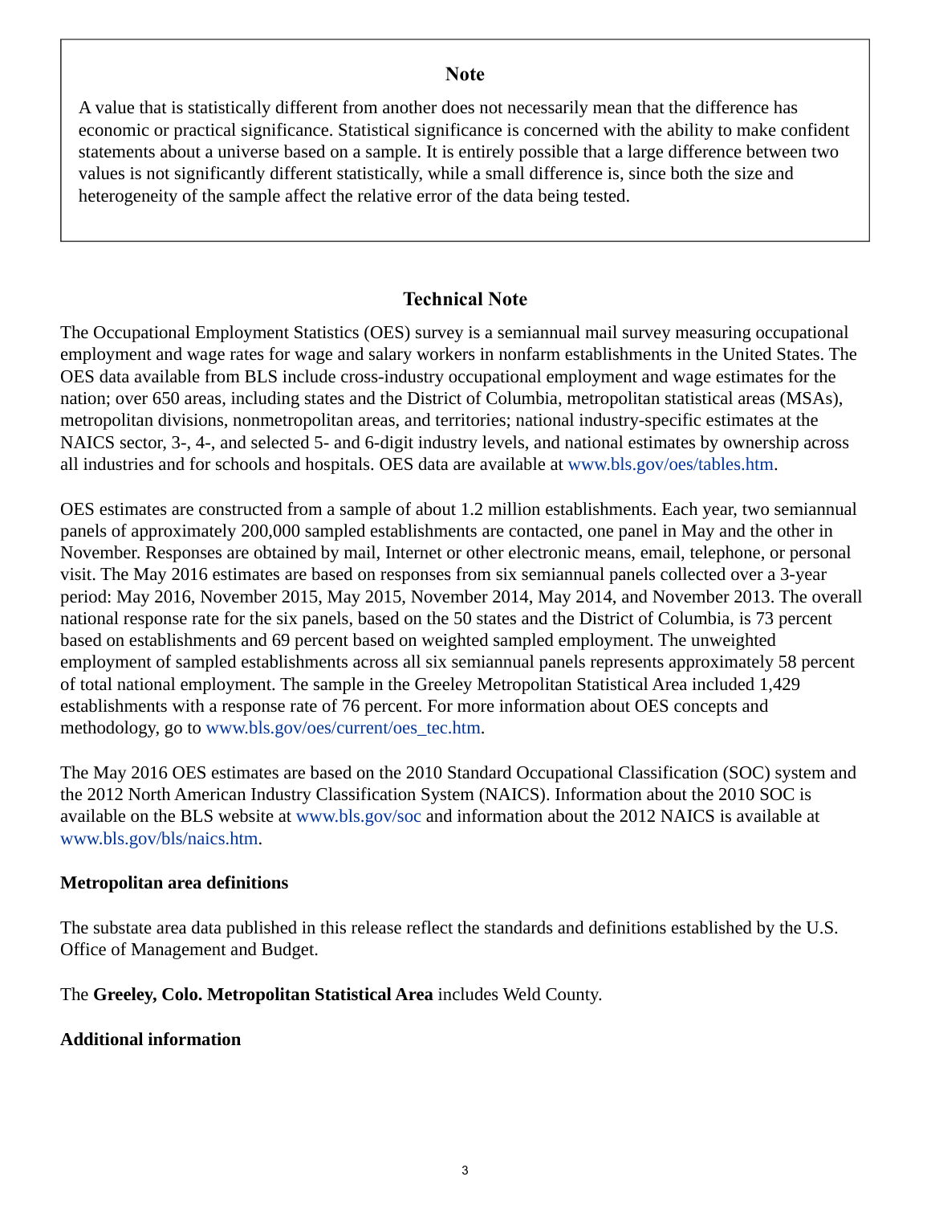## Note

A value that is statistically different from another does not necessarily mean that the difference has economic or practical significance. Statistical significance is concerned with the ability to make confident statements about a universe based on a sample. It is entirely possible that a large difference between two values is not significantly different statistically, while a small difference is, since both the size and heterogeneity of the sample affect the relative error of the data being tested.

## Technical Note

The Occupational Employment Statistics (OES) survey is a semiannual mail survey measuring occupational employment and wage rates for wage and salary workers in nonfarm establishments in the United States. The OES data available from BLS include cross-industry occupational employment and wage estimates for the nation; over 650 areas, including states and the District of Columbia, metropolitan statistical areas (MSAs), metropolitan divisions, nonmetropolitan areas, and territories; national industry-specific estimates at the NAICS sector, 3-, 4-, and selected 5- and 6-digit industry levels, and national estimates by ownership across all industries and for schools and hospitals. OES data are available at www.bls.gov/oes/tables.htm.

OES estimates are constructed from a sample of about 1.2 million establishments. Each year, two semiannual panels of approximately 200,000 sampled establishments are contacted, one panel in May and the other in November. Responses are obtained by mail, Internet or other electronic means, email, telephone, or personal visit. The May 2016 estimates are based on responses from six semiannual panels collected over a 3-year period: May 2016, November 2015, May 2015, November 2014, May 2014, and November 2013. The overall national response rate for the six panels, based on the 50 states and the District of Columbia, is 73 percent based on establishments and 69 percent based on weighted sampled employment. The unweighted employment of sampled establishments across all six semiannual panels represents approximately 58 percent of total national employment. The sample in the Greeley Metropolitan Statistical Area included 1,429 establishments with a response rate of 76 percent. For more information about OES concepts and methodology, go to www.bls.gov/oes/current/oes_tec.htm.

The May 2016 OES estimates are based on the 2010 Standard Occupational Classification (SOC) system and the 2012 North American Industry Classification System (NAICS). Information about the 2010 SOC is available on the BLS website at www.bls.gov/soc and information about the 2012 NAICS is available at www.bls.gov/bls/naics.htm.

### Metropolitan area definitions

The substate area data published in this release reflect the standards and definitions established by the U.S. Office of Management and Budget.

The **Greeley, Colo. Metropolitan Statistical Area** includes Weld County.

### Additional information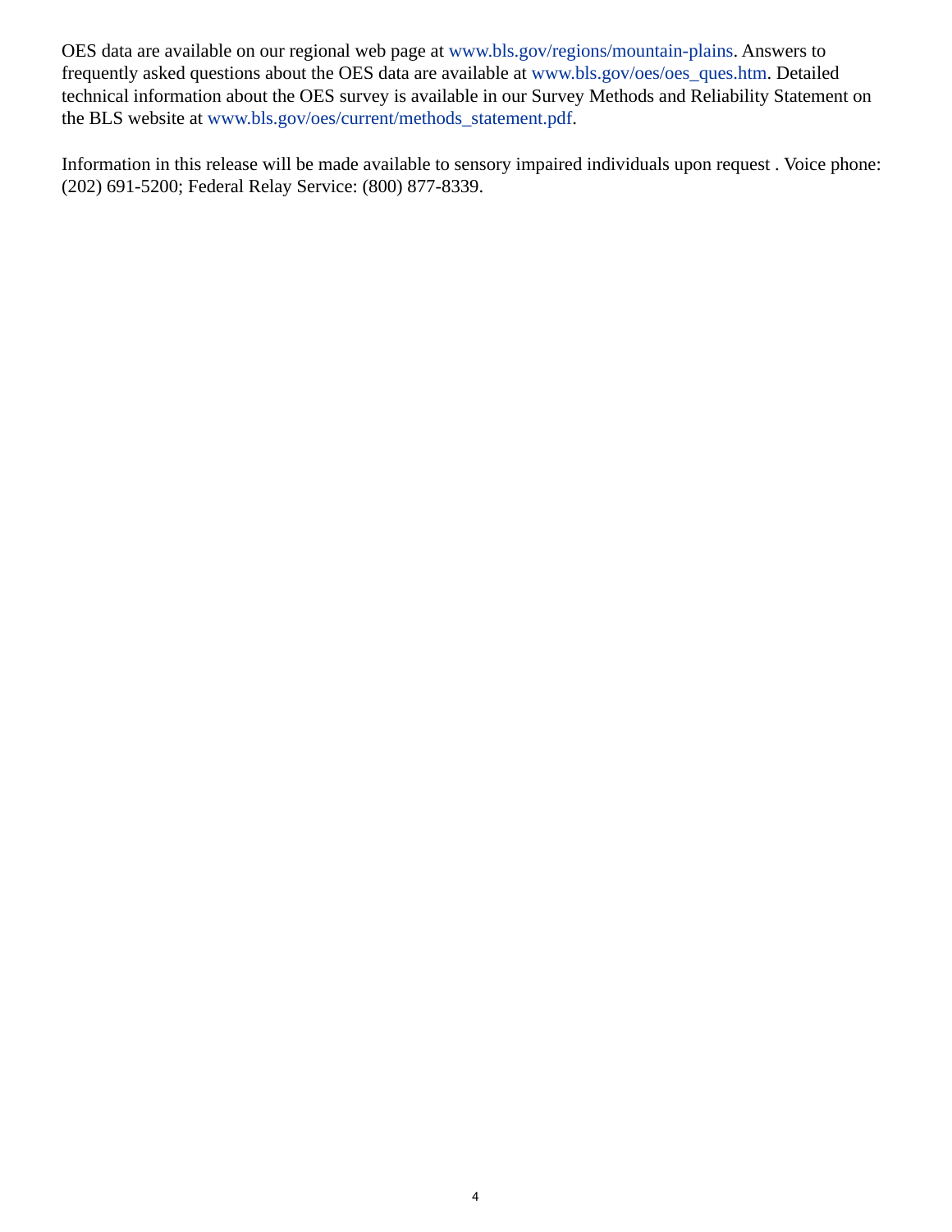OES data are available on our regional web page at www.bls.gov/regions/mountain-plains. Answers to frequently asked questions about the OES data are available at www.bls.gov/oes/oes_ques.htm. Detailed technical information about the OES survey is available in our Survey Methods and Reliability Statement on the BLS website at www.bls.gov/oes/current/methods_statement.pdf.

Information in this release will be made available to sensory impaired individuals upon request . Voice phone: (202) 691-5200; Federal Relay Service: (800) 877-8339.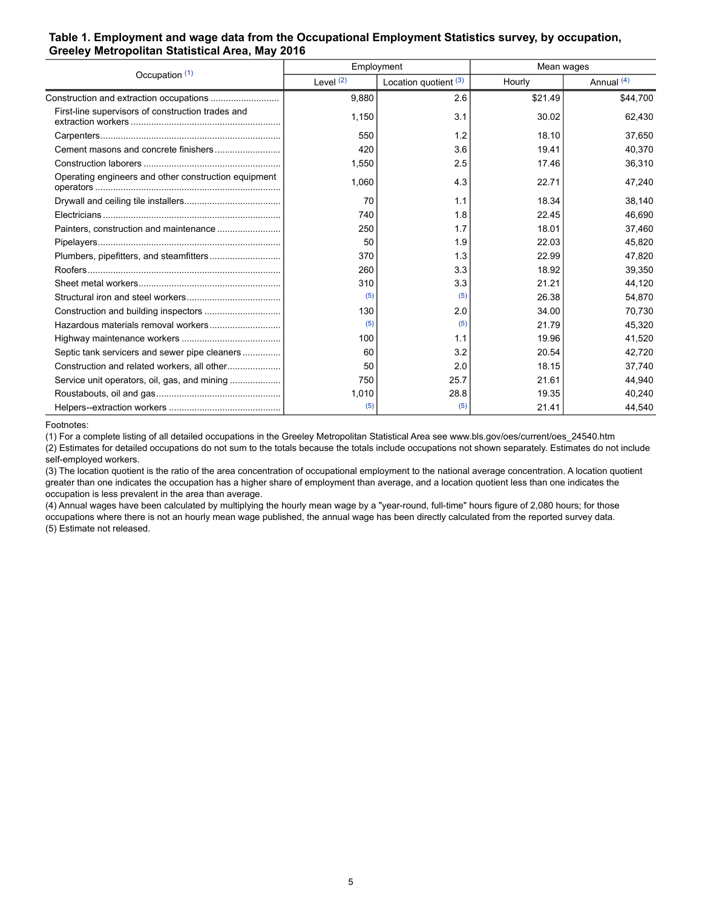**Table 1. Employment and wage data from the Occupational Employment Statistics survey, by occupation, Greeley Metropolitan Statistical Area, May 2016**

| Occupation [(1)] | Employment | | Mean wages | |
|---|---|---|---|---|
| | Level [(2)] | Location quotient [(3)] | Hourly | Annual [(4)] |
| Construction and extraction occupations | 9,880 | 2.6 | $21.49 | $44,700 |
| First-line supervisors of construction trades and extraction workers | 1,150 | 3.1 | 30.02 | 62,430 |
| Carpenters | 550 | 1.2 | 18.10 | 37,650 |
| Cement masons and concrete finishers | 420 | 3.6 | 19.41 | 40,370 |
| Construction laborers | 1,550 | 2.5 | 17.46 | 36,310 |
| Operating engineers and other construction equipment operators | 1,060 | 4.3 | 22.71 | 47,240 |
| Drywall and ceiling tile installers | 70 | 1.1 | 18.34 | 38,140 |
| Electricians | 740 | 1.8 | 22.45 | 46,690 |
| Painters, construction and maintenance | 250 | 1.7 | 18.01 | 37,460 |
| Pipelayers | 50 | 1.9 | 22.03 | 45,820 |
| Plumbers, pipefitters, and steamfitters | 370 | 1.3 | 22.99 | 47,820 |
| Roofers | 260 | 3.3 | 18.92 | 39,350 |
| Sheet metal workers | 310 | 3.3 | 21.21 | 44,120 |
| Structural iron and steel workers | (5) | (5) | 26.38 | 54,870 |
| Construction and building inspectors | 130 | 2.0 | 34.00 | 70,730 |
| Hazardous materials removal workers | (5) | (5) | 21.79 | 45,320 |
| Highway maintenance workers | 100 | 1.1 | 19.96 | 41,520 |
| Septic tank servicers and sewer pipe cleaners | 60 | 3.2 | 20.54 | 42,720 |
| Construction and related workers, all other | 50 | 2.0 | 18.15 | 37,740 |
| Service unit operators, oil, gas, and mining | 750 | 25.7 | 21.61 | 44,940 |
| Roustabouts, oil and gas | 1,010 | 28.8 | 19.35 | 40,240 |
| Helpers--extraction workers | (5) | (5) | 21.41 | 44,540 |

Footnotes:
(1) For a complete listing of all detailed occupations in the Greeley Metropolitan Statistical Area see www.bls.gov/oes/current/oes_24540.htm
(2) Estimates for detailed occupations do not sum to the totals because the totals include occupations not shown separately. Estimates do not include self-employed workers.
(3) The location quotient is the ratio of the area concentration of occupational employment to the national average concentration. A location quotient greater than one indicates the occupation has a higher share of employment than average, and a location quotient less than one indicates the occupation is less prevalent in the area than average.
(4) Annual wages have been calculated by multiplying the hourly mean wage by a "year-round, full-time" hours figure of 2,080 hours; for those occupations where there is not an hourly mean wage published, the annual wage has been directly calculated from the reported survey data.
(5) Estimate not released.